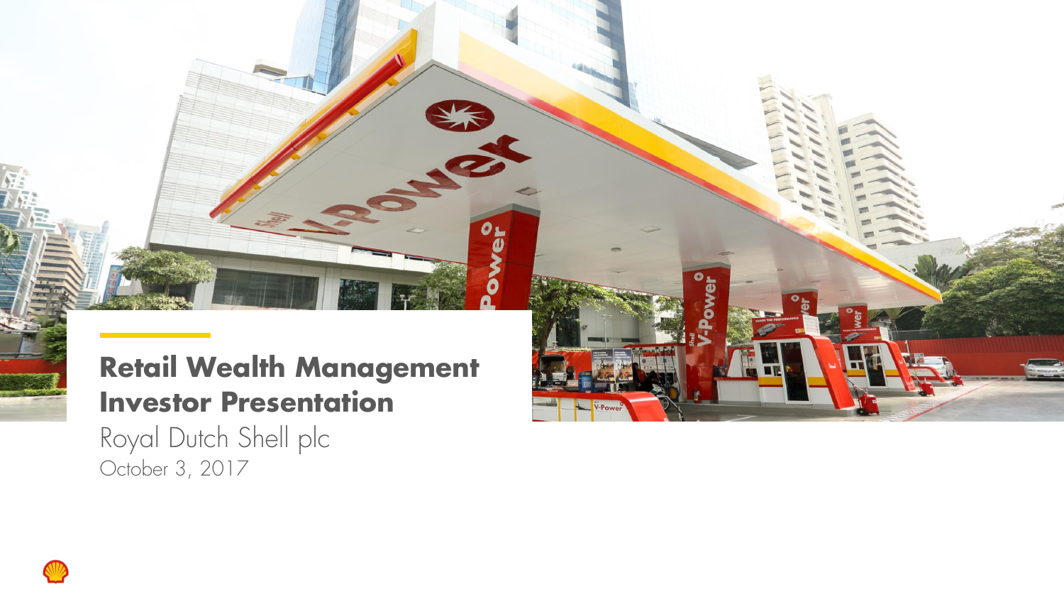# Retail Wealth Management Investor Presentation

Royal Dutch Shell plc

October 3, 2017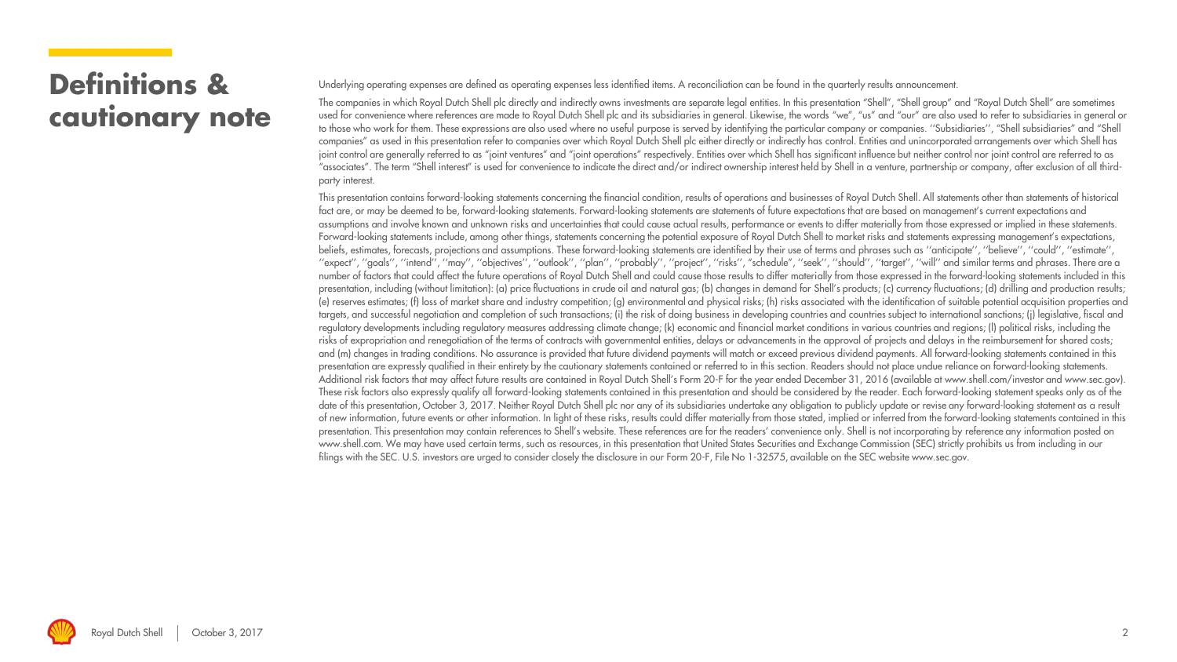# Definitions & cautionary note

Underlying operating expenses are defined as operating expenses less identified items. A reconciliation can be found in the quarterly results announcement.

The companies in which Royal Dutch Shell plc directly and indirectly owns investments are separate legal entities. In this presentation "Shell", "Shell group" and "Royal Dutch Shell" are sometimes used for convenience where references are made to Royal Dutch Shell plc and its subsidiaries in general. Likewise, the words "we", "us" and "our" are also used to refer to subsidiaries in general or to those who work for them. These expressions are also used where no useful purpose is served by identifying the particular company or companies. ''Subsidiaries'', "Shell subsidiaries" and "Shell companies" as used in this presentation refer to companies over which Royal Dutch Shell plc either directly or indirectly has control. Entities and unincorporated arrangements over which Shell has joint control are generally referred to as "joint ventures" and "joint operations" respectively. Entities over which Shell has significant influence but neither control nor joint control are referred to as "associates". The term "Shell interest" is used for convenience to indicate the direct and/or indirect ownership interest held by Shell in a venture, partnership or company, after exclusion of all third-party interest.

This presentation contains forward-looking statements concerning the financial condition, results of operations and businesses of Royal Dutch Shell. All statements other than statements of historical fact are, or may be deemed to be, forward-looking statements. Forward-looking statements are statements of future expectations that are based on management's current expectations and assumptions and involve known and unknown risks and uncertainties that could cause actual results, performance or events to differ materially from those expressed or implied in these statements. Forward-looking statements include, among other things, statements concerning the potential exposure of Royal Dutch Shell to market risks and statements expressing management's expectations, beliefs, estimates, forecasts, projections and assumptions. These forward-looking statements are identified by their use of terms and phrases such as ''anticipate'', ''believe'', ''could'', ''estimate'', ''expect'', ''goals'', ''intend'', ''may'', ''objectives'', ''outlook'', ''plan'', ''probably'', ''project'', ''risks'', "schedule", ''seek'', ''should'', ''target'', ''will'' and similar terms and phrases. There are a number of factors that could affect the future operations of Royal Dutch Shell and could cause those results to differ materially from those expressed in the forward-looking statements included in this presentation, including (without limitation): (a) price fluctuations in crude oil and natural gas; (b) changes in demand for Shell's products; (c) currency fluctuations; (d) drilling and production results; (e) reserves estimates; (f) loss of market share and industry competition; (g) environmental and physical risks; (h) risks associated with the identification of suitable potential acquisition properties and targets, and successful negotiation and completion of such transactions; (i) the risk of doing business in developing countries and countries subject to international sanctions; (j) legislative, fiscal and regulatory developments including regulatory measures addressing climate change; (k) economic and financial market conditions in various countries and regions; (l) political risks, including the risks of expropriation and renegotiation of the terms of contracts with governmental entities, delays or advancements in the approval of projects and delays in the reimbursement for shared costs; and (m) changes in trading conditions. No assurance is provided that future dividend payments will match or exceed previous dividend payments. All forward-looking statements contained in this presentation are expressly qualified in their entirety by the cautionary statements contained or referred to in this section. Readers should not place undue reliance on forward-looking statements. Additional risk factors that may affect future results are contained in Royal Dutch Shell's Form 20-F for the year ended December 31, 2016 (available at www.shell.com/investor and www.sec.gov). These risk factors also expressly qualify all forward-looking statements contained in this presentation and should be considered by the reader. Each forward-looking statement speaks only as of the date of this presentation, October 3, 2017. Neither Royal Dutch Shell plc nor any of its subsidiaries undertake any obligation to publicly update or revise any forward-looking statement as a result of new information, future events or other information. In light of these risks, results could differ materially from those stated, implied or inferred from the forward-looking statements contained in this presentation. This presentation may contain references to Shell's website. These references are for the readers' convenience only. Shell is not incorporating by reference any information posted on www.shell.com. We may have used certain terms, such as resources, in this presentation that United States Securities and Exchange Commission (SEC) strictly prohibits us from including in our filings with the SEC. U.S. investors are urged to consider closely the disclosure in our Form 20-F, File No 1-32575, available on the SEC website www.sec.gov.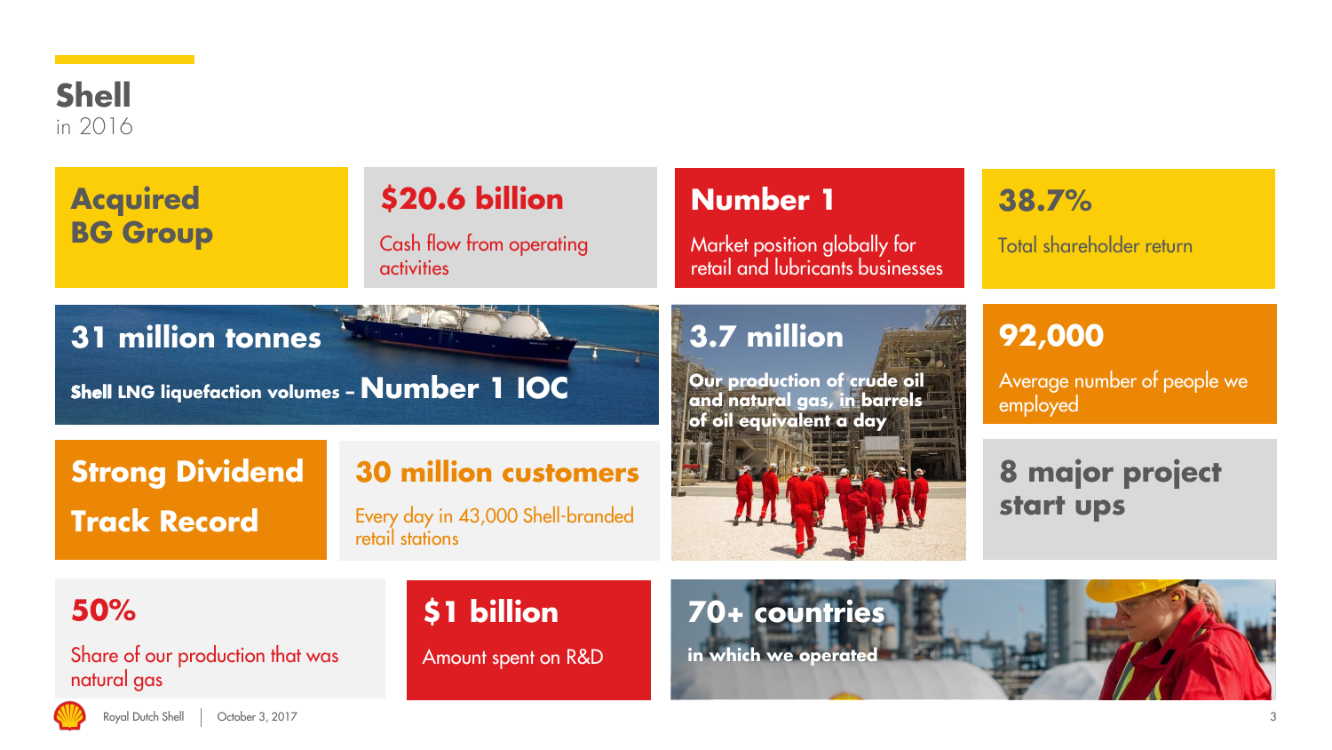# Shell
in 2016

**Acquired BG Group**

**$20.6 billion**
Cash flow from operating activities

**Number 1**
Market position globally for retail and lubricants businesses

**38.7%**
Total shareholder return

**31 million tonnes**
Shell LNG liquefaction volumes – **Number 1 IOC**

**3.7 million**
Our production of crude oil and natural gas, in barrels of oil equivalent a day

**92,000**
Average number of people we employed

**Strong Dividend Track Record**

**30 million customers**
Every day in 43,000 Shell-branded retail stations

**8 major project start ups**

**50%**
Share of our production that was natural gas

**$1 billion**
Amount spent on R&D

**70+ countries**
in which we operated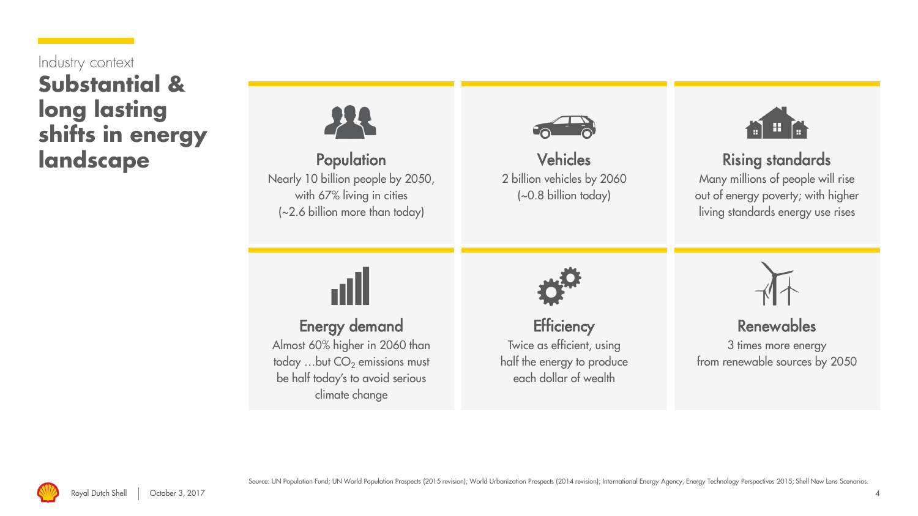Industry context

# Substantial & long lasting shifts in energy landscape

### Population
Nearly 10 billion people by 2050, with 67% living in cities (~2.6 billion more than today)

### Vehicles
2 billion vehicles by 2060 (~0.8 billion today)

### Rising standards
Many millions of people will rise out of energy poverty; with higher living standards energy use rises

### Energy demand
Almost 60% higher in 2060 than today …but $CO_2$ emissions must be half today's to avoid serious climate change

### Efficiency
Twice as efficient, using half the energy to produce each dollar of wealth

### Renewables
3 times more energy from renewable sources by 2050

Source: UN Population Fund; UN World Population Prospects (2015 revision); World Urbanization Prospects (2014 revision); International Energy Agency, Energy Technology Perspectives 2015; Shell New Lens Scenarios.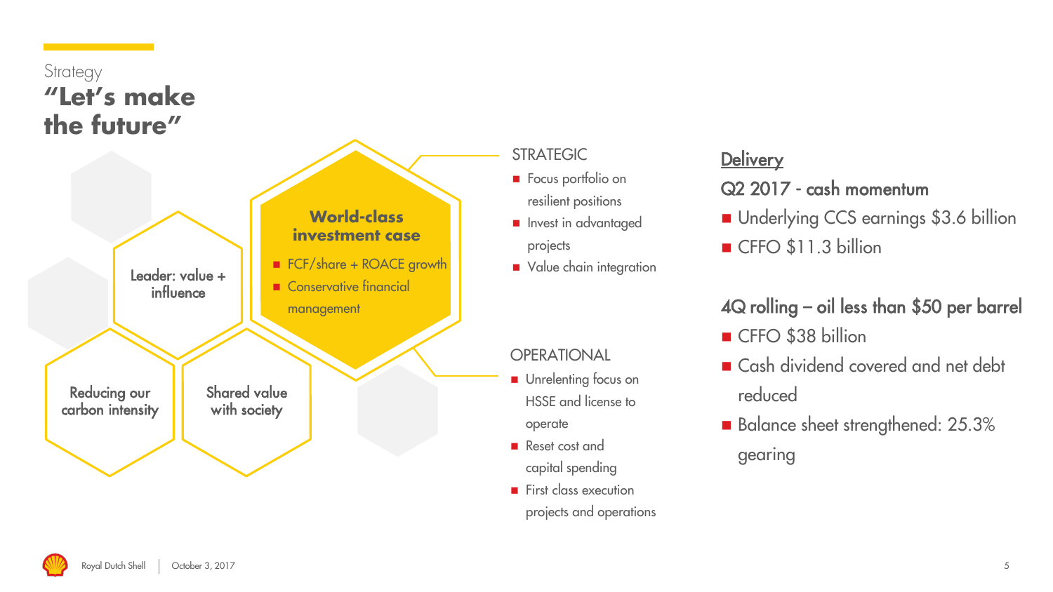Strategy

# "Let's make the future"

**World-class investment case**

- FCF/share + ROACE growth
- Conservative financial management

Leader: value + influence

Reducing our carbon intensity

Shared value with society

STRATEGIC

- Focus portfolio on resilient positions
- Invest in advantaged projects
- Value chain integration

OPERATIONAL

- Unrelenting focus on HSSE and license to operate
- Reset cost and capital spending
- First class execution projects and operations

## Delivery

**Q2 2017 - cash momentum**

- Underlying CCS earnings $3.6 billion
- CFFO $11.3 billion

**4Q rolling – oil less than $50 per barrel**

- CFFO $38 billion
- Cash dividend covered and net debt reduced
- Balance sheet strengthened: 25.3% gearing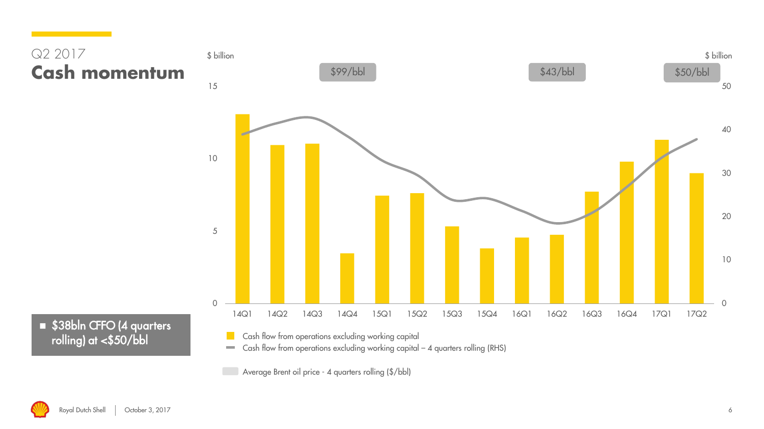Q2 2017

# Cash momentum

$ billion

$99/bbl

$43/bbl

$50/bbl

$ billion

15 | 10 | 5 | 0

50 | 40 | 30 | 20 | 10 | 0

14Q1 14Q2 14Q3 14Q4 15Q1 15Q2 15Q3 15Q4 16Q1 16Q2 16Q3 16Q4 17Q1 17Q2

Cash flow from operations excluding working capital

Cash flow from operations excluding working capital – 4 quarters rolling (RHS)

Average Brent oil price - 4 quarters rolling ($/bbl)

- $38bln CFFO (4 quarters rolling) at <$50/bbl

Royal Dutch Shell | October 3, 2017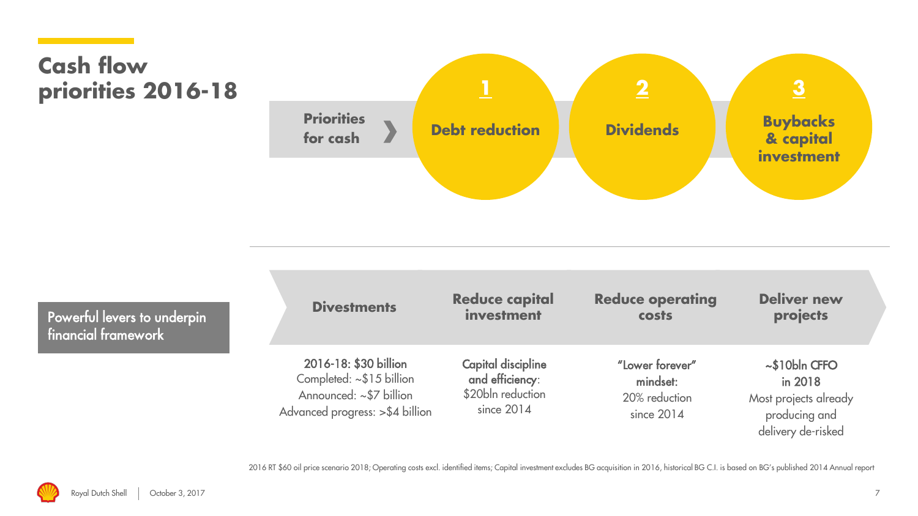# Cash flow priorities 2016-18

**Priorities for cash** ›

1. **Debt reduction**
2. **Dividends**
3. **Buybacks & capital investment**

---

**Powerful levers to underpin financial framework**

| Divestments | Reduce capital investment | Reduce operating costs | Deliver new projects |
|---|---|---|---|
| 2016-18: $30 billion<br>Completed: ~$15 billion<br>Announced: ~$7 billion<br>Advanced progress: >$4 billion | Capital discipline and efficiency:<br>$20bln reduction since 2014 | "Lower forever" mindset:<br>20% reduction since 2014 | ~$10bln CFFO in 2018<br>Most projects already producing and delivery de-risked |

2016 RT $60 oil price scenario 2018; Operating costs excl. identified items; Capital investment excludes BG acquisition in 2016, historical BG C.I. is based on BG's published 2014 Annual report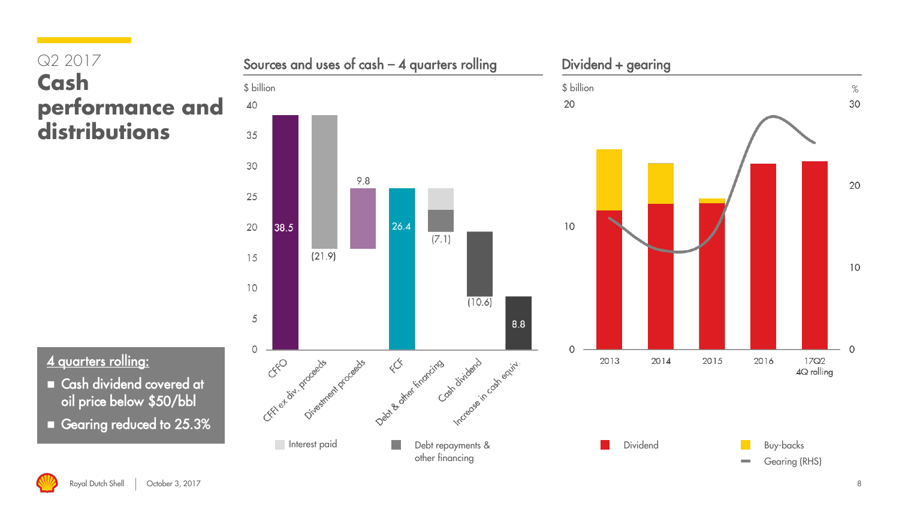Q2 2017

# Cash performance and distributions

## Sources and uses of cash – 4 quarters rolling

$ billion

| | $ billion |
|---|---|
| CFFO | 38.5 |
| CFFI ex div. proceeds | (21.9) |
| Divestment proceeds | 9.8 |
| FCF | 26.4 |
| Debt & other financing | (7.1) |
| Cash dividend | (10.6) |
| Increase in cash equiv. | 8.8 |

Interest paid

Debt repayments & other financing

## Dividend + gearing

$ billion | %

2013, 2014, 2015, 2016, 17Q2 4Q rolling

Dividend

Buy-backs

Gearing (RHS)

**4 quarters rolling:**

- Cash dividend covered at oil price below $50/bbl
- Gearing reduced to 25.3%

Royal Dutch Shell | October 3, 2017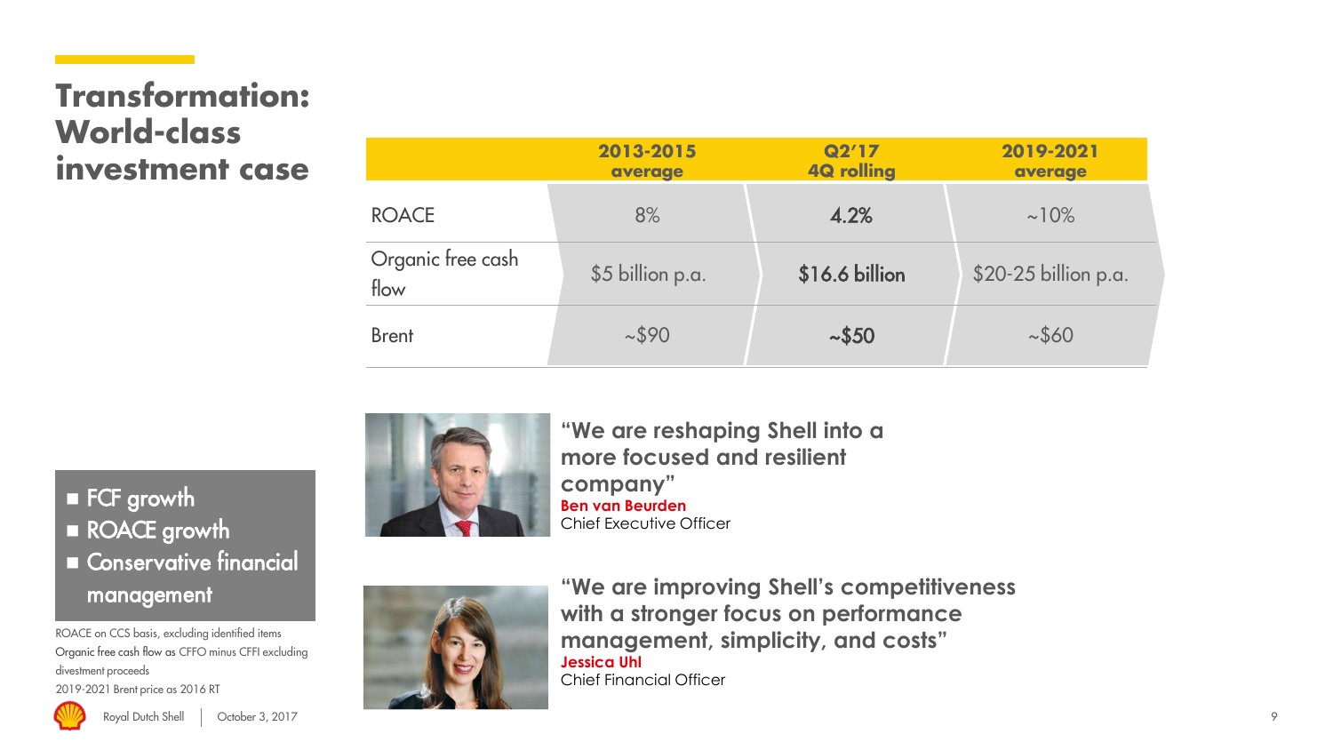# Transformation: World-class investment case

| | 2013-2015 average | Q2'17 4Q rolling | 2019-2021 average |
|---|---|---|---|
| ROACE | 8% | **4.2%** | ~10% |
| Organic free cash flow | $5 billion p.a. | **$16.6 billion** | $20-25 billion p.a. |
| Brent | ~$90 | **~$50** | ~$60 |

- FCF growth
- ROACE growth
- Conservative financial management

ROACE on CCS basis, excluding identified items
Organic free cash flow as CFFO minus CFFI excluding divestment proceeds
2019-2021 Brent price as 2016 RT

**"We are reshaping Shell into a more focused and resilient company"**
**Ben van Beurden**
Chief Executive Officer

**"We are improving Shell's competitiveness with a stronger focus on performance management, simplicity, and costs"**
**Jessica Uhl**
Chief Financial Officer